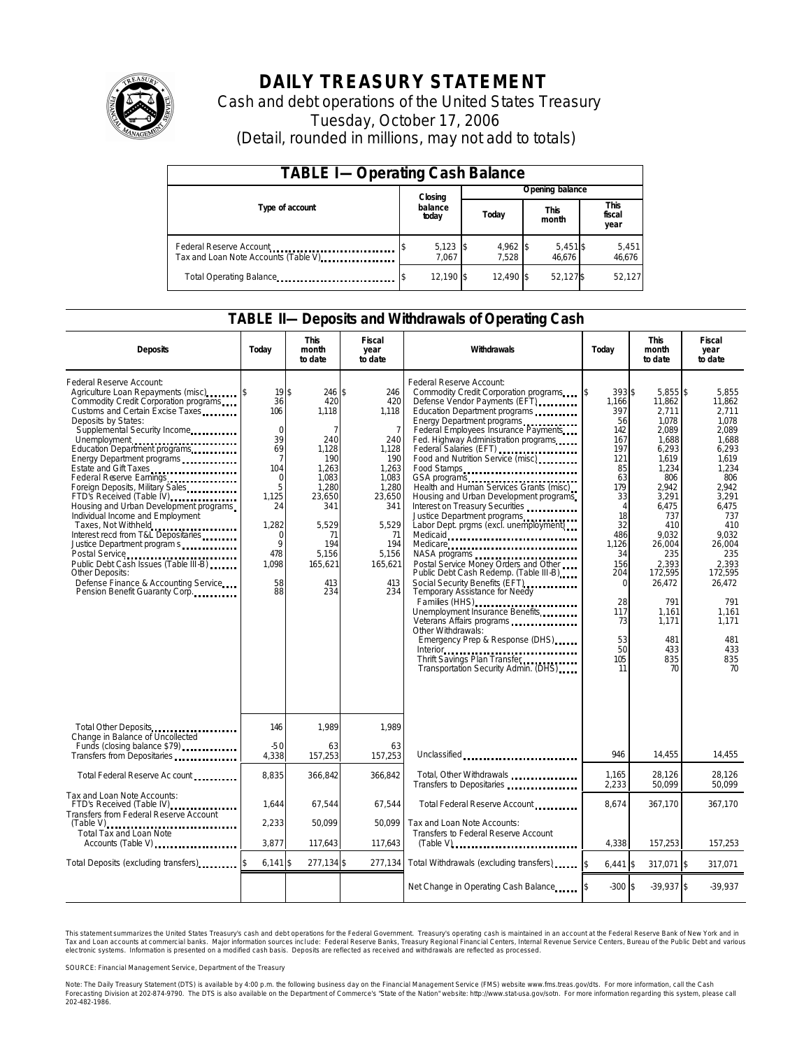# DAILY TREASURY STATEMENT

Cash and debt operations of the United States Treasury

Tuesday, October 17, 2006

(Detail, rounded in millions, may not add to totals)

## TABLE I—Operating Cash Balance

| Type of account | Closing balance today | Opening balance Today | Opening balance This month | Opening balance This fiscal year |
|---|---|---|---|---|
| Federal Reserve Account | $ 5,123 | $ 4,962 | $ 5,451 | $ 5,451 |
| Tax and Loan Note Accounts (Table V) | 7,067 | 7,528 | 46,676 | 46,676 |
| Total Operating Balance | $ 12,190 | $ 12,490 | $ 52,127 | $ 52,127 |

## TABLE II—Deposits and Withdrawals of Operating Cash

| Deposits | Today | This month to date | Fiscal year to date | Withdrawals | Today | This month to date | Fiscal year to date |
|---|---|---|---|---|---|---|---|
| Federal Reserve Account: | | | | Federal Reserve Account: | | | |
| Agriculture Loan Repayments (misc) | $ 19 | $ 246 | $ 246 | Commodity Credit Corporation programs | $ 393 | $ 5,855 | $ 5,855 |
| Commodity Credit Corporation programs | 36 | 420 | 420 | Defense Vendor Payments (EFT) | 1,166 | 11,862 | 11,862 |
| Customs and Certain Excise Taxes | 106 | 1,118 | 1,118 | Education Department programs | 397 | 2,711 | 2,711 |
| Deposits by States: | | | | Energy Department programs | 56 | 1,078 | 1,078 |
| Supplemental Security Income | 0 | 7 | 7 | Federal Employees Insurance Payments | 142 | 2,089 | 2,089 |
| Unemployment | 39 | 240 | 240 | Fed. Highway Administration programs | 167 | 1,688 | 1,688 |
| Education Department programs | 69 | 1,128 | 1,128 | Federal Salaries (EFT) | 197 | 6,293 | 6,293 |
| Energy Department programs | 7 | 190 | 190 | Food and Nutrition Service (misc) | 121 | 1,619 | 1,619 |
| Estate and Gift Taxes | 104 | 1,263 | 1,263 | Food Stamps | 85 | 1,234 | 1,234 |
| Federal Reserve Earnings | 0 | 1,083 | 1,083 | GSA programs | 63 | 806 | 806 |
| Foreign Deposits, Military Sales | 5 | 1,280 | 1,280 | Health and Human Services Grants (misc) | 179 | 2,942 | 2,942 |
| FTD's Received (Table IV) | 1,125 | 23,650 | 23,650 | Housing and Urban Development programs | 33 | 3,291 | 3,291 |
| Housing and Urban Development programs | 24 | 341 | 341 | Interest on Treasury Securities | 4 | 6,475 | 6,475 |
| Individual Income and Employment | | | | Justice Department programs | 18 | 737 | 737 |
| Taxes, Not Withheld | 1,282 | 5,529 | 5,529 | Labor Dept. prgms (excl. unemployment) | 32 | 410 | 410 |
| Interest recd from T&L Depositaries | 0 | 71 | 71 | Medicaid | 486 | 9,032 | 9,032 |
| Justice Department programs | 9 | 194 | 194 | Medicare | 1,126 | 26,004 | 26,004 |
| Postal Service | 478 | 5,156 | 5,156 | NASA programs | 34 | 235 | 235 |
| Public Debt Cash Issues (Table III-B) | 1,098 | 165,621 | 165,621 | Postal Service Money Orders and Other | 156 | 2,393 | 2,393 |
| Other Deposits: | | | | Public Debt Cash Redemp. (Table III-B) | 204 | 172,595 | 172,595 |
| Defense Finance & Accounting Service | 58 | 413 | 413 | Social Security Benefits (EFT) | 0 | 26,472 | 26,472 |
| Pension Benefit Guaranty Corp. | 88 | 234 | 234 | Temporary Assistance for Needy Families (HHS) | 28 | 791 | 791 |
| | | | | Unemployment Insurance Benefits | 117 | 1,161 | 1,161 |
| | | | | Veterans Affairs programs | 73 | 1,171 | 1,171 |
| | | | | Other Withdrawals: | | | |
| | | | | Emergency Prep & Response (DHS) | 53 | 481 | 481 |
| | | | | Interior | 50 | 433 | 433 |
| | | | | Thrift Savings Plan Transfer | 105 | 835 | 835 |
| | | | | Transportation Security Admin. (DHS) | 11 | 70 | 70 |
| Total Other Deposits | 146 | 1,989 | 1,989 | | | | |
| Change in Balance of Uncollected Funds (closing balance $79) | -50 | 63 | 63 | | | | |
| Transfers from Depositaries | 4,338 | 157,253 | 157,253 | Unclassified | 946 | 14,455 | 14,455 |
| Total Federal Reserve Account | 8,835 | 366,842 | 366,842 | Total, Other Withdrawals | 1,165 | 28,126 | 28,126 |
| | | | | Transfers to Depositaries | 2,233 | 50,099 | 50,099 |
| Tax and Loan Note Accounts: | | | | | | | |
| FTD's Received (Table IV) | 1,644 | 67,544 | 67,544 | Total Federal Reserve Account | 8,674 | 367,170 | 367,170 |
| Transfers from Federal Reserve Account (Table V) | 2,233 | 50,099 | 50,099 | Tax and Loan Note Accounts: | | | |
| Total Tax and Loan Note Accounts (Table V) | 3,877 | 117,643 | 117,643 | Transfers to Federal Reserve Account (Table V) | 4,338 | 157,253 | 157,253 |
| Total Deposits (excluding transfers) | $ 6,141 | $ 277,134 | $ 277,134 | Total Withdrawals (excluding transfers) | $ 6,441 | $ 317,071 | $ 317,071 |
| | | | | Net Change in Operating Cash Balance | $ -300 | $ -39,937 | $ -39,937 |

This statement summarizes the United States Treasury's cash and debt operations for the Federal Government. Treasury's operating cash is maintained in an account at the Federal Reserve Bank of New York and in Tax and Loan accounts at commercial banks. Major information sources include: Federal Reserve Banks, Treasury Regional Financial Centers, Internal Revenue Service Centers, Bureau of the Public Debt and various electronic systems. Information is presented on a modified cash basis. Deposits are reflected as received and withdrawals are reflected as processed.

SOURCE: Financial Management Service, Department of the Treasury

Note: The Daily Treasury Statement (DTS) is available by 4:00 p.m. the following business day on the Financial Management Service (FMS) website www.fms.treas.gov/dts. For more information, call the Cash Forecasting Division at 202-874-9790. The DTS is also available on the Department of Commerce's "State of the Nation" website: http://www.stat-usa.gov/sotn. For more information regarding this system, please call 202-482-1986.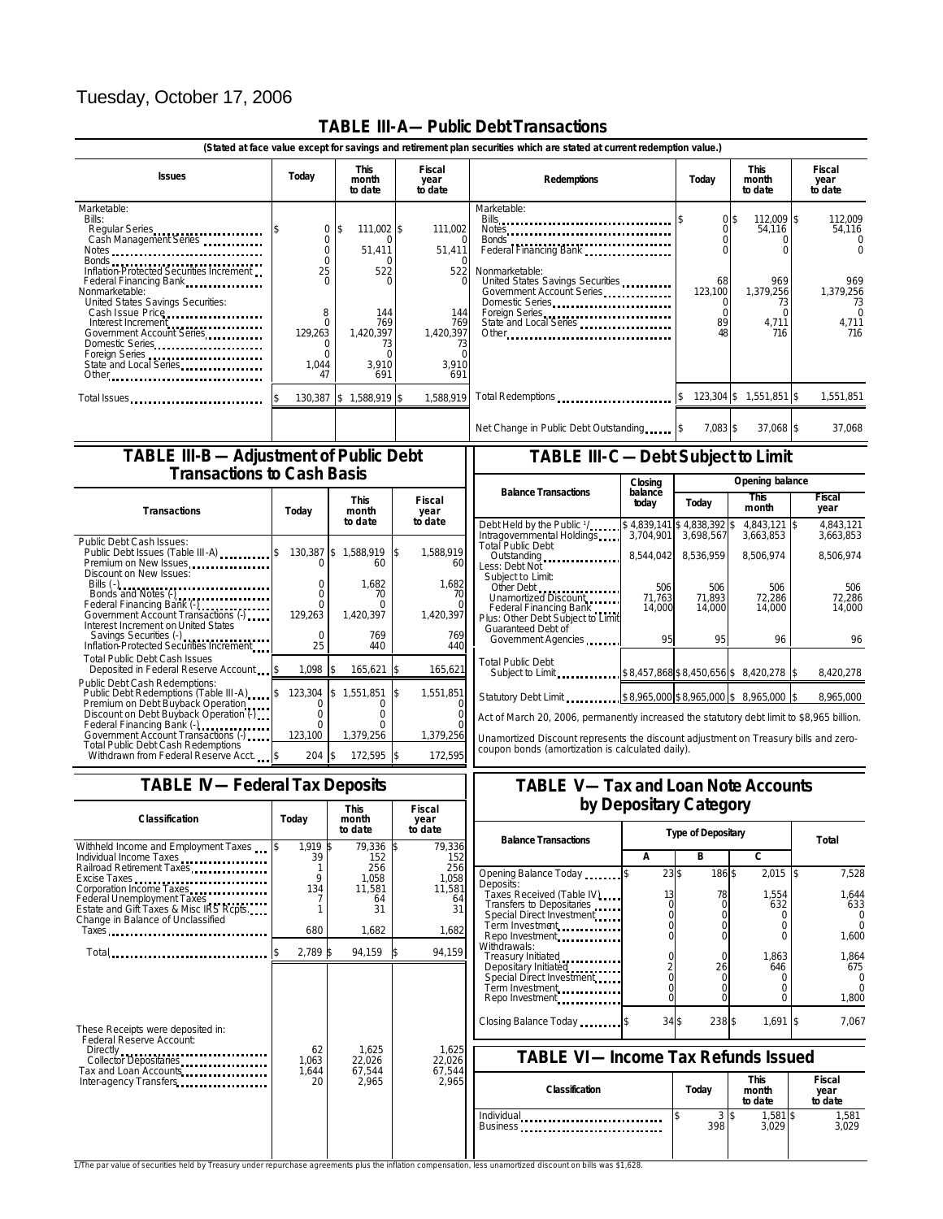Tuesday, October 17, 2006

## TABLE III-A— Public Debt Transactions

(Stated at face value except for savings and retirement plan securities which are stated at current redemption value.)

| Issues | Today | This month to date | Fiscal year to date |
|---|---|---|---|
| Marketable: | | | |
| Bills: | | | |
| Regular Series | $ 0 | $ 111,002 | $ 111,002 |
| Cash Management Series | 0 | 0 | 0 |
| Notes | 0 | 51,411 | 51,411 |
| Bonds | 0 | 0 | 0 |
| Inflation-Protected Securities Increment | 25 | 522 | 522 |
| Federal Financing Bank | 0 | 0 | 0 |
| Nonmarketable: | | | |
| United States Savings Securities: | | | |
| Cash Issue Price | 8 | 144 | 144 |
| Interest Increment | 0 | 769 | 769 |
| Government Account Series | 129,263 | 1,420,397 | 1,420,397 |
| Domestic Series | 0 | 73 | 73 |
| Foreign Series | 0 | 0 | 0 |
| State and Local Series | 1,044 | 3,910 | 3,910 |
| Other | 47 | 691 | 691 |
| Total Issues | $ 130,387 | $ 1,588,919 | $ 1,588,919 |

| Redemptions | Today | This month to date | Fiscal year to date |
|---|---|---|---|
| Marketable: | | | |
| Bills | $ 0 | $ 112,009 | $ 112,009 |
| Notes | 0 | 54,116 | 54,116 |
| Bonds | 0 | 0 | 0 |
| Federal Financing Bank | 0 | 0 | 0 |
| Nonmarketable: | | | |
| United States Savings Securities | 68 | 969 | 969 |
| Government Account Series | 123,100 | 1,379,256 | 1,379,256 |
| Domestic Series | 0 | 73 | 73 |
| Foreign Series | 0 | 0 | 0 |
| State and Local Series | 89 | 4,711 | 4,711 |
| Other | 48 | 716 | 716 |
| Total Redemptions | $ 123,304 | $ 1,551,851 | $ 1,551,851 |
| Net Change in Public Debt Outstanding | $ 7,083 | $ 37,068 | $ 37,068 |

## TABLE III-B — Adjustment of Public Debt Transactions to Cash Basis

| Transactions | Today | This month to date | Fiscal year to date |
|---|---|---|---|
| Public Debt Cash Issues: | | | |
| Public Debt Issues (Table III-A) | $ 130,387 | $ 1,588,919 | $ 1,588,919 |
| Premium on New Issues | 0 | 60 | 60 |
| Discount on New Issues: | | | |
| Bills (-) | 0 | 1,682 | 1,682 |
| Bonds and Notes (-) | 0 | 70 | 70 |
| Federal Financing Bank (-) | 0 | 0 | 0 |
| Government Account Transactions (-) | 129,263 | 1,420,397 | 1,420,397 |
| Interest Increment on United States Savings Securities (-) | 0 | 769 | 769 |
| Inflation-Protected Securities Increment | 25 | 440 | 440 |
| Total Public Debt Cash Issues Deposited in Federal Reserve Account | $ 1,098 | $ 165,621 | $ 165,621 |
| Public Debt Cash Redemptions: | | | |
| Public Debt Redemptions (Table III-A) | $ 123,304 | $ 1,551,851 | $ 1,551,851 |
| Premium on Debt Buyback Operation | 0 | 0 | 0 |
| Discount on Debt Buyback Operation (-) | 0 | 0 | 0 |
| Federal Financing Bank (-) | 0 | 0 | 0 |
| Government Account Transactions (-) | 123,100 | 1,379,256 | 1,379,256 |
| Total Public Debt Cash Redemptions Withdrawn from Federal Reserve Acct. | $ 204 | $ 172,595 | $ 172,595 |

## TABLE III-C — Debt Subject to Limit

| Balance Transactions | Closing balance today | Opening balance Today | Opening balance This month | Opening balance Fiscal year |
|---|---|---|---|---|
| Debt Held by the Public 1/ | $ 4,839,141 | $ 4,838,392 | $ 4,843,121 | $ 4,843,121 |
| Intragovernmental Holdings | 3,704,901 | 3,698,567 | 3,663,853 | 3,663,853 |
| Total Public Debt Outstanding | 8,544,042 | 8,536,959 | 8,506,974 | 8,506,974 |
| Less: Debt Not Subject to Limit: | | | | |
| Other Debt | 506 | 506 | 506 | 506 |
| Unamortized Discount | 71,763 | 71,893 | 72,286 | 72,286 |
| Federal Financing Bank | 14,000 | 14,000 | 14,000 | 14,000 |
| Plus: Other Debt Subject to Limit | | | | |
| Guaranteed Debt of Government Agencies | 95 | 95 | 96 | 96 |
| Total Public Debt Subject to Limit | $ 8,457,868 | $ 8,450,656 | $ 8,420,278 | $ 8,420,278 |
| Statutory Debt Limit | $ 8,965,000 | $ 8,965,000 | $ 8,965,000 | $ 8,965,000 |

Act of March 20, 2006, permanently increased the statutory debt limit to $8,965 billion.

Unamortized Discount represents the discount adjustment on Treasury bills and zero-coupon bonds (amortization is calculated daily).

## TABLE IV — Federal Tax Deposits

| Classification | Today | This month to date | Fiscal year to date |
|---|---|---|---|
| Withheld Income and Employment Taxes | $ 1,919 | $ 79,336 | $ 79,336 |
| Individual Income Taxes | 39 | 152 | 152 |
| Railroad Retirement Taxes | 1 | 256 | 256 |
| Excise Taxes | 9 | 1,058 | 1,058 |
| Corporation Income Taxes | 134 | 11,581 | 11,581 |
| Federal Unemployment Taxes | 7 | 64 | 64 |
| Estate and Gift Taxes & Misc IRS Rcpts. | 1 | 31 | 31 |
| Change in Balance of Unclassified Taxes | 680 | 1,682 | 1,682 |
| Total | $ 2,789 | $ 94,159 | $ 94,159 |
| These Receipts were deposited in: | | | |
| Federal Reserve Account: | | | |
| Directly | 62 | 1,625 | 1,625 |
| Collector Depositaries | 1,063 | 22,026 | 22,026 |
| Tax and Loan Accounts | 1,644 | 67,544 | 67,544 |
| Inter-agency Transfers | 20 | 2,965 | 2,965 |

## TABLE V — Tax and Loan Note Accounts by Depositary Category

| Balance Transactions | A | B | C | Total |
|---|---|---|---|---|
| Opening Balance Today | $ 23 | $ 186 | $ 2,015 | $ 7,528 |
| Deposits: | | | | |
| Taxes Received (Table IV) | 13 | 78 | 1,554 | 1,644 |
| Transfers to Depositaries | 0 | 0 | 632 | 633 |
| Special Direct Investment | 0 | 0 | 0 | 0 |
| Term Investment | 0 | 0 | 0 | 0 |
| Repo Investment | 0 | 0 | 0 | 1,600 |
| Withdrawals: | | | | |
| Treasury Initiated | 0 | 0 | 1,863 | 1,864 |
| Depositary Initiated | 2 | 26 | 646 | 675 |
| Special Direct Investment | 0 | 0 | 0 | 0 |
| Term Investment | 0 | 0 | 0 | 0 |
| Repo Investment | 0 | 0 | 0 | 1,800 |
| Closing Balance Today | $ 34 | $ 238 | $ 1,691 | $ 7,067 |

## TABLE VI — Income Tax Refunds Issued

| Classification | Today | This month to date | Fiscal year to date |
|---|---|---|---|
| Individual | $ 3 | $ 1,581 | $ 1,581 |
| Business | 398 | 3,029 | 3,029 |

1/The par value of securities held by Treasury under repurchase agreements plus the inflation compensation, less unamortized discount on bills was $1,628.